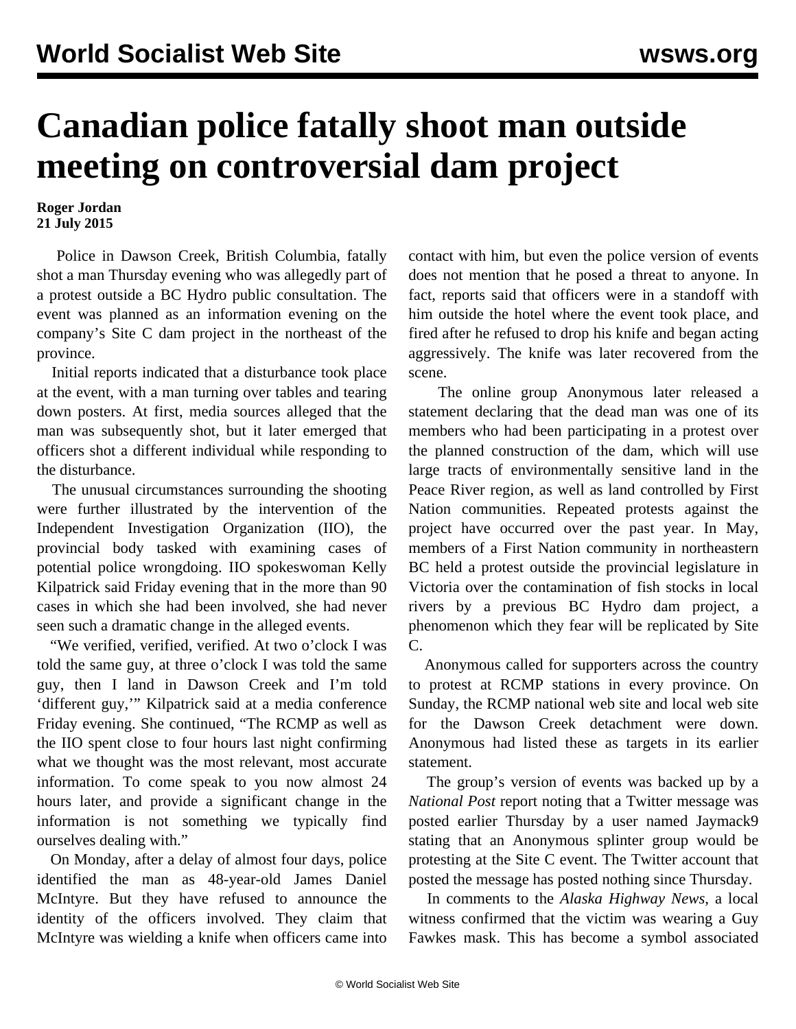# Canadian police fatally shoot man outside meeting on controversial dam project

**Roger Jordan**
**21 July 2015**

Police in Dawson Creek, British Columbia, fatally shot a man Thursday evening who was allegedly part of a protest outside a BC Hydro public consultation. The event was planned as an information evening on the company's Site C dam project in the northeast of the province.

Initial reports indicated that a disturbance took place at the event, with a man turning over tables and tearing down posters. At first, media sources alleged that the man was subsequently shot, but it later emerged that officers shot a different individual while responding to the disturbance.

The unusual circumstances surrounding the shooting were further illustrated by the intervention of the Independent Investigation Organization (IIO), the provincial body tasked with examining cases of potential police wrongdoing. IIO spokeswoman Kelly Kilpatrick said Friday evening that in the more than 90 cases in which she had been involved, she had never seen such a dramatic change in the alleged events.

"We verified, verified, verified. At two o'clock I was told the same guy, at three o'clock I was told the same guy, then I land in Dawson Creek and I'm told 'different guy,'" Kilpatrick said at a media conference Friday evening. She continued, "The RCMP as well as the IIO spent close to four hours last night confirming what we thought was the most relevant, most accurate information. To come speak to you now almost 24 hours later, and provide a significant change in the information is not something we typically find ourselves dealing with."

On Monday, after a delay of almost four days, police identified the man as 48-year-old James Daniel McIntyre. But they have refused to announce the identity of the officers involved. They claim that McIntyre was wielding a knife when officers came into contact with him, but even the police version of events does not mention that he posed a threat to anyone. In fact, reports said that officers were in a standoff with him outside the hotel where the event took place, and fired after he refused to drop his knife and began acting aggressively. The knife was later recovered from the scene.

The online group Anonymous later released a statement declaring that the dead man was one of its members who had been participating in a protest over the planned construction of the dam, which will use large tracts of environmentally sensitive land in the Peace River region, as well as land controlled by First Nation communities. Repeated protests against the project have occurred over the past year. In May, members of a First Nation community in northeastern BC held a protest outside the provincial legislature in Victoria over the contamination of fish stocks in local rivers by a previous BC Hydro dam project, a phenomenon which they fear will be replicated by Site C.

Anonymous called for supporters across the country to protest at RCMP stations in every province. On Sunday, the RCMP national web site and local web site for the Dawson Creek detachment were down. Anonymous had listed these as targets in its earlier statement.

The group's version of events was backed up by a *National Post* report noting that a Twitter message was posted earlier Thursday by a user named Jaymack9 stating that an Anonymous splinter group would be protesting at the Site C event. The Twitter account that posted the message has posted nothing since Thursday.

In comments to the *Alaska Highway News*, a local witness confirmed that the victim was wearing a Guy Fawkes mask. This has become a symbol associated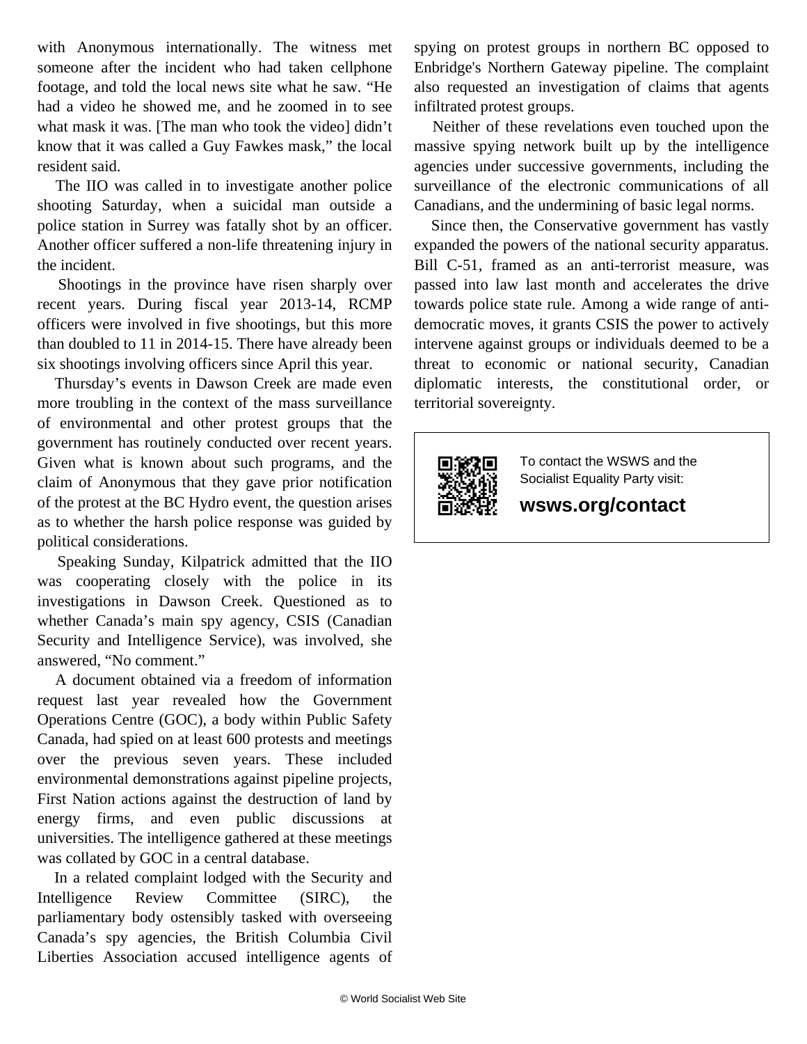with Anonymous internationally. The witness met someone after the incident who had taken cellphone footage, and told the local news site what he saw. “He had a video he showed me, and he zoomed in to see what mask it was. [The man who took the video] didn’t know that it was called a Guy Fawkes mask,” the local resident said.

The IIO was called in to investigate another police shooting Saturday, when a suicidal man outside a police station in Surrey was fatally shot by an officer. Another officer suffered a non-life threatening injury in the incident.

Shootings in the province have risen sharply over recent years. During fiscal year 2013-14, RCMP officers were involved in five shootings, but this more than doubled to 11 in 2014-15. There have already been six shootings involving officers since April this year.

Thursday’s events in Dawson Creek are made even more troubling in the context of the mass surveillance of environmental and other protest groups that the government has routinely conducted over recent years. Given what is known about such programs, and the claim of Anonymous that they gave prior notification of the protest at the BC Hydro event, the question arises as to whether the harsh police response was guided by political considerations.

Speaking Sunday, Kilpatrick admitted that the IIO was cooperating closely with the police in its investigations in Dawson Creek. Questioned as to whether Canada’s main spy agency, CSIS (Canadian Security and Intelligence Service), was involved, she answered, “No comment.”

A document obtained via a freedom of information request last year revealed how the Government Operations Centre (GOC), a body within Public Safety Canada, had spied on at least 600 protests and meetings over the previous seven years. These included environmental demonstrations against pipeline projects, First Nation actions against the destruction of land by energy firms, and even public discussions at universities. The intelligence gathered at these meetings was collated by GOC in a central database.

In a related complaint lodged with the Security and Intelligence Review Committee (SIRC), the parliamentary body ostensibly tasked with overseeing Canada’s spy agencies, the British Columbia Civil Liberties Association accused intelligence agents of spying on protest groups in northern BC opposed to Enbridge's Northern Gateway pipeline. The complaint also requested an investigation of claims that agents infiltrated protest groups.

Neither of these revelations even touched upon the massive spying network built up by the intelligence agencies under successive governments, including the surveillance of the electronic communications of all Canadians, and the undermining of basic legal norms.

Since then, the Conservative government has vastly expanded the powers of the national security apparatus. Bill C-51, framed as an anti-terrorist measure, was passed into law last month and accelerates the drive towards police state rule. Among a wide range of anti-democratic moves, it grants CSIS the power to actively intervene against groups or individuals deemed to be a threat to economic or national security, Canadian diplomatic interests, the constitutional order, or territorial sovereignty.

To contact the WSWS and the Socialist Equality Party visit:

**wsws.org/contact**